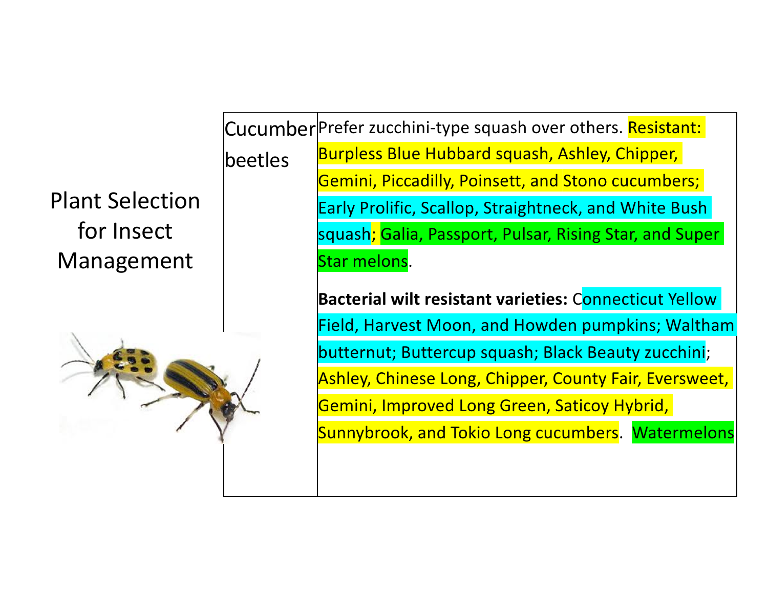# Plant Selection for Insect Management

| Cucumber beetles | Prefer zucchini-type squash over others. Resistant: Burpless Blue Hubbard squash, Ashley, Chipper, Gemini, Piccadilly, Poinsett, and Stono cucumbers; Early Prolific, Scallop, Straightneck, and White Bush squash; Galia, Passport, Pulsar, Rising Star, and Super Star melons.<br><br>**Bacterial wilt resistant varieties:** Connecticut Yellow Field, Harvest Moon, and Howden pumpkins; Waltham butternut; Buttercup squash; Black Beauty zucchini; Ashley, Chinese Long, Chipper, County Fair, Eversweet, Gemini, Improved Long Green, Saticoy Hybrid, Sunnybrook, and Tokio Long cucumbers. Watermelons |
|---|---|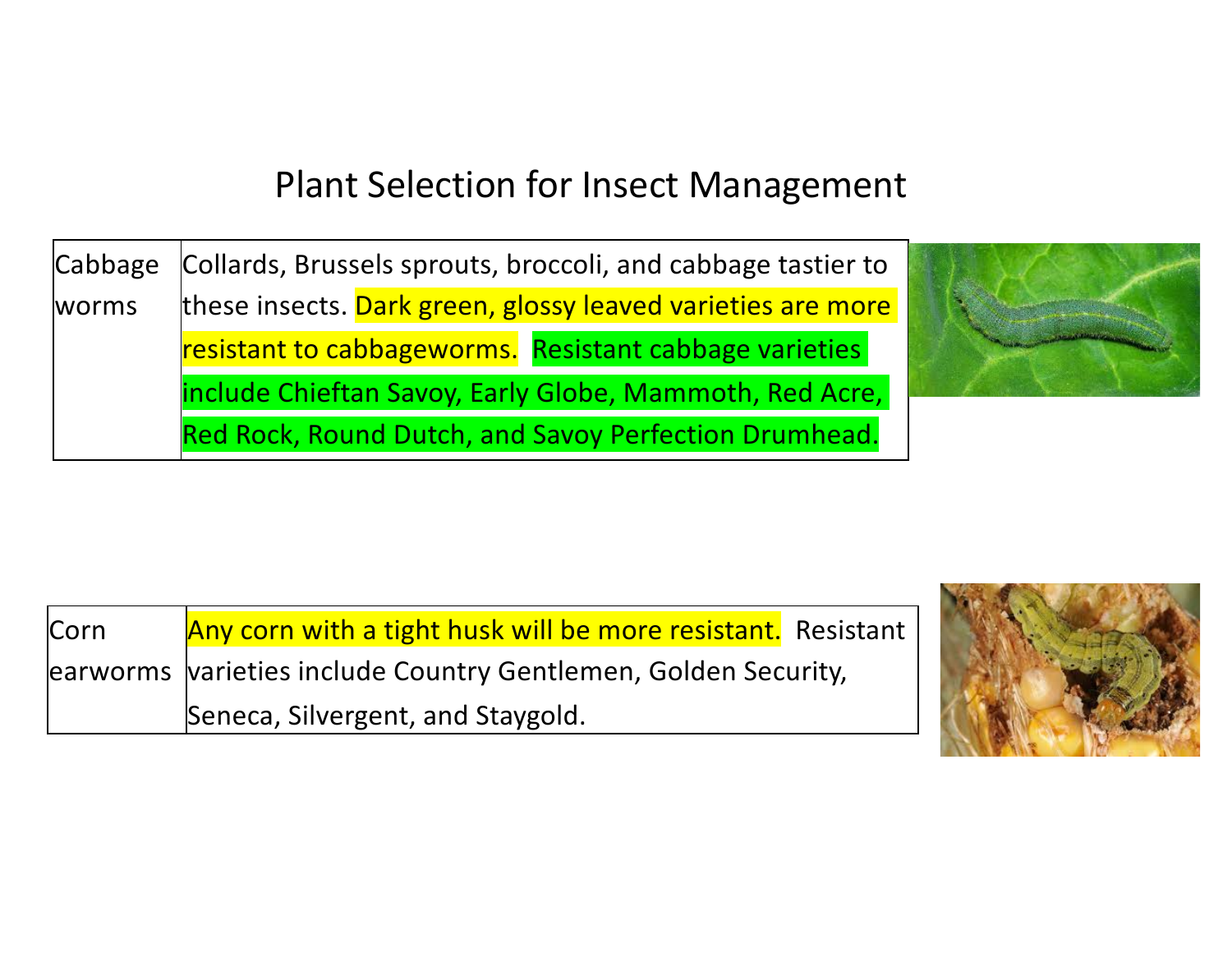# Plant Selection for Insect Management

| | |
|---|---|
| Cabbage worms | Collards, Brussels sprouts, broccoli, and cabbage tastier to these insects. Dark green, glossy leaved varieties are more resistant to cabbageworms. Resistant cabbage varieties include Chieftan Savoy, Early Globe, Mammoth, Red Acre, Red Rock, Round Dutch, and Savoy Perfection Drumhead. |

| | |
|---|---|
| Corn earworms | Any corn with a tight husk will be more resistant. Resistant varieties include Country Gentlemen, Golden Security, Seneca, Silvergent, and Staygold. |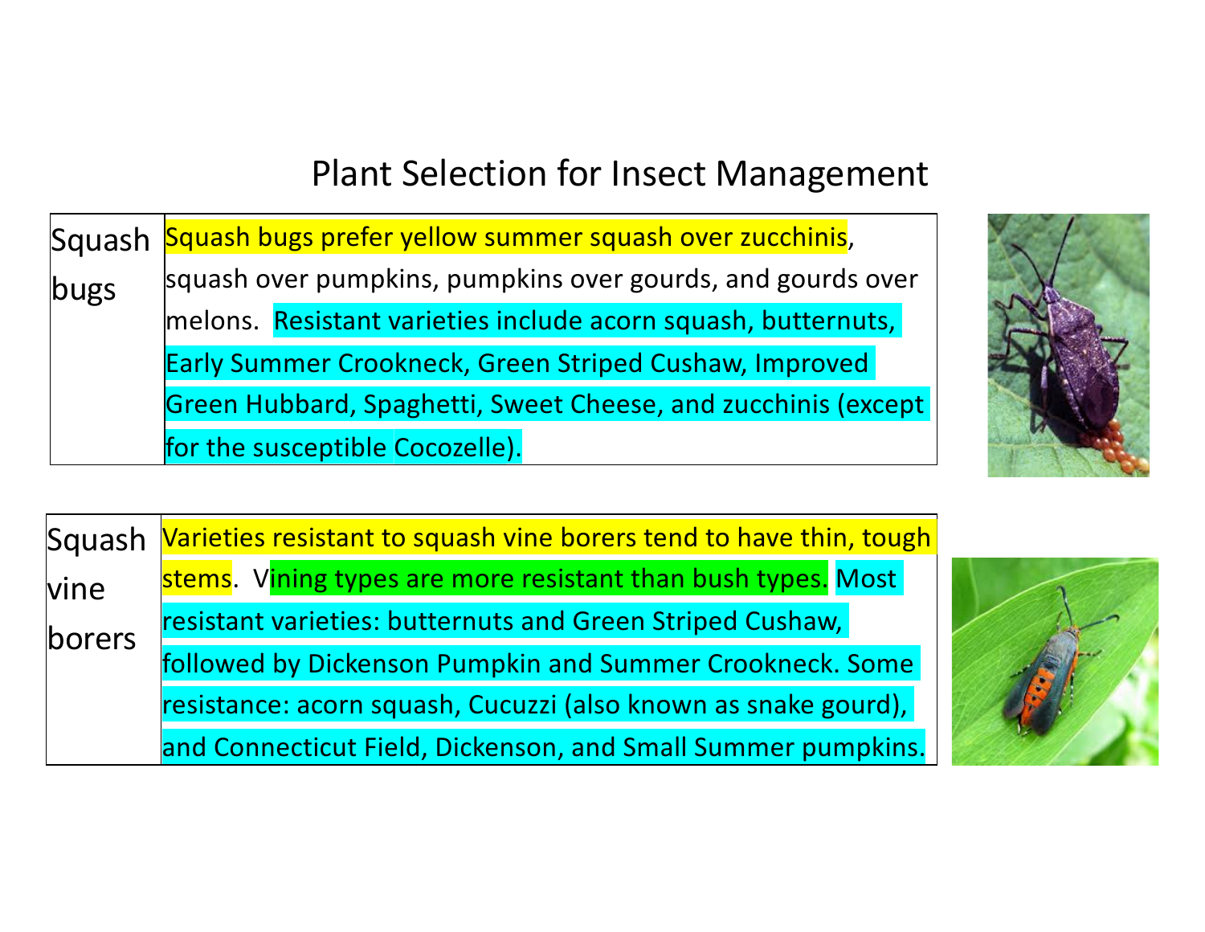# Plant Selection for Insect Management

| | |
|---|---|
| Squash bugs | Squash bugs prefer yellow summer squash over zucchinis, squash over pumpkins, pumpkins over gourds, and gourds over melons. Resistant varieties include acorn squash, butternuts, Early Summer Crookneck, Green Striped Cushaw, Improved Green Hubbard, Spaghetti, Sweet Cheese, and zucchinis (except for the susceptible Cocozelle). |

| | |
|---|---|
| Squash vine borers | Varieties resistant to squash vine borers tend to have thin, tough stems. Vining types are more resistant than bush types. Most resistant varieties: butternuts and Green Striped Cushaw, followed by Dickenson Pumpkin and Summer Crookneck. Some resistance: acorn squash, Cucuzzi (also known as snake gourd), and Connecticut Field, Dickenson, and Small Summer pumpkins. |